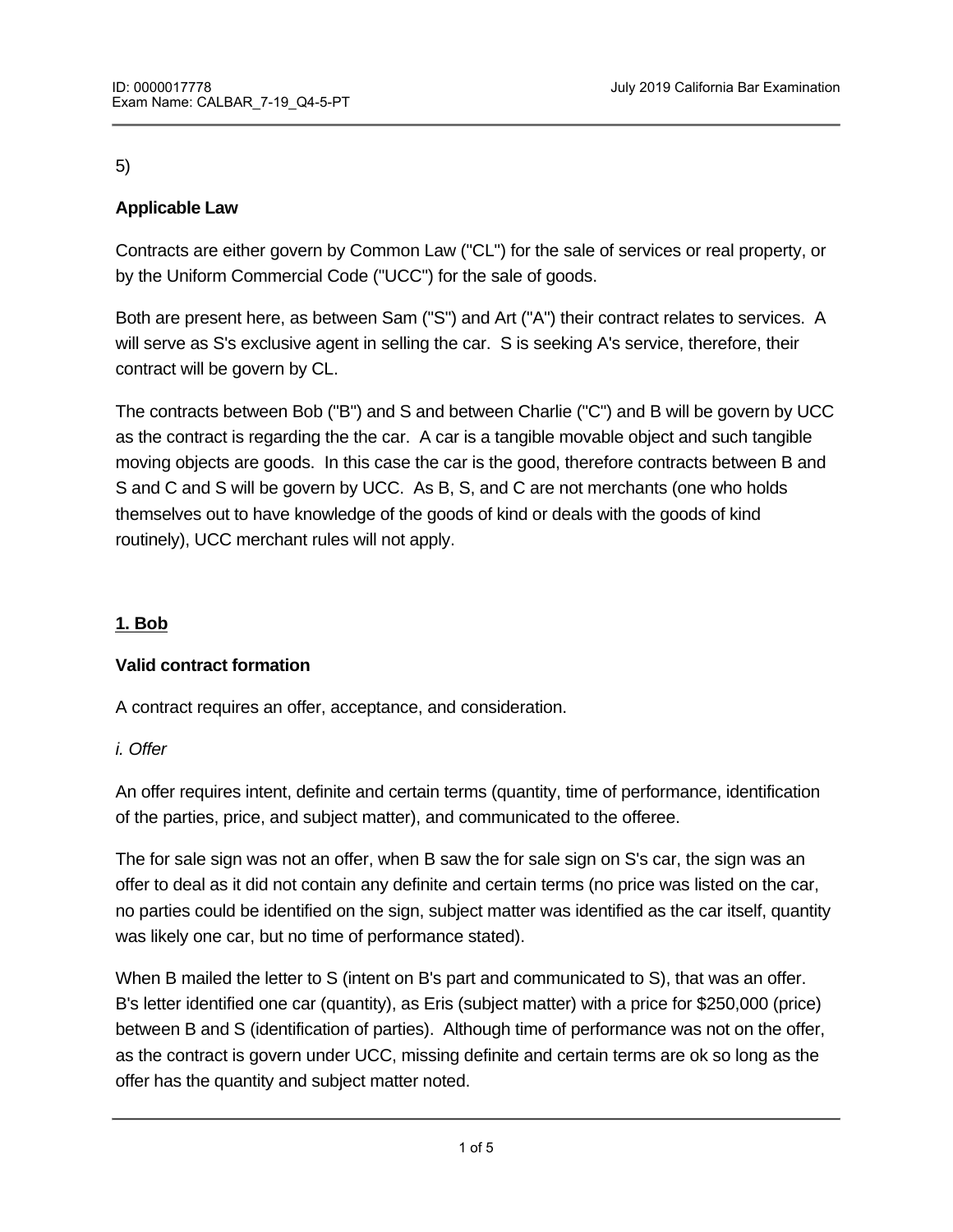5)

**Applicable Law**

Contracts are either govern by Common Law ("CL") for the sale of services or real property, or by the Uniform Commercial Code ("UCC") for the sale of goods.

Both are present here, as between Sam ("S") and Art ("A") their contract relates to services. A will serve as S's exclusive agent in selling the car. S is seeking A's service, therefore, their contract will be govern by CL.

The contracts between Bob ("B") and S and between Charlie ("C") and B will be govern by UCC as the contract is regarding the the car. A car is a tangible movable object and such tangible moving objects are goods. In this case the car is the good, therefore contracts between B and S and C and S will be govern by UCC. As B, S, and C are not merchants (one who holds themselves out to have knowledge of the goods of kind or deals with the goods of kind routinely), UCC merchant rules will not apply.

**<u>1. Bob</u>**

**Valid contract formation**

A contract requires an offer, acceptance, and consideration.

*i. Offer*

An offer requires intent, definite and certain terms (quantity, time of performance, identification of the parties, price, and subject matter), and communicated to the offeree.

The for sale sign was not an offer, when B saw the for sale sign on S's car, the sign was an offer to deal as it did not contain any definite and certain terms (no price was listed on the car, no parties could be identified on the sign, subject matter was identified as the car itself, quantity was likely one car, but no time of performance stated).

When B mailed the letter to S (intent on B's part and communicated to S), that was an offer. B's letter identified one car (quantity), as Eris (subject matter) with a price for $250,000 (price) between B and S (identification of parties). Although time of performance was not on the offer, as the contract is govern under UCC, missing definite and certain terms are ok so long as the offer has the quantity and subject matter noted.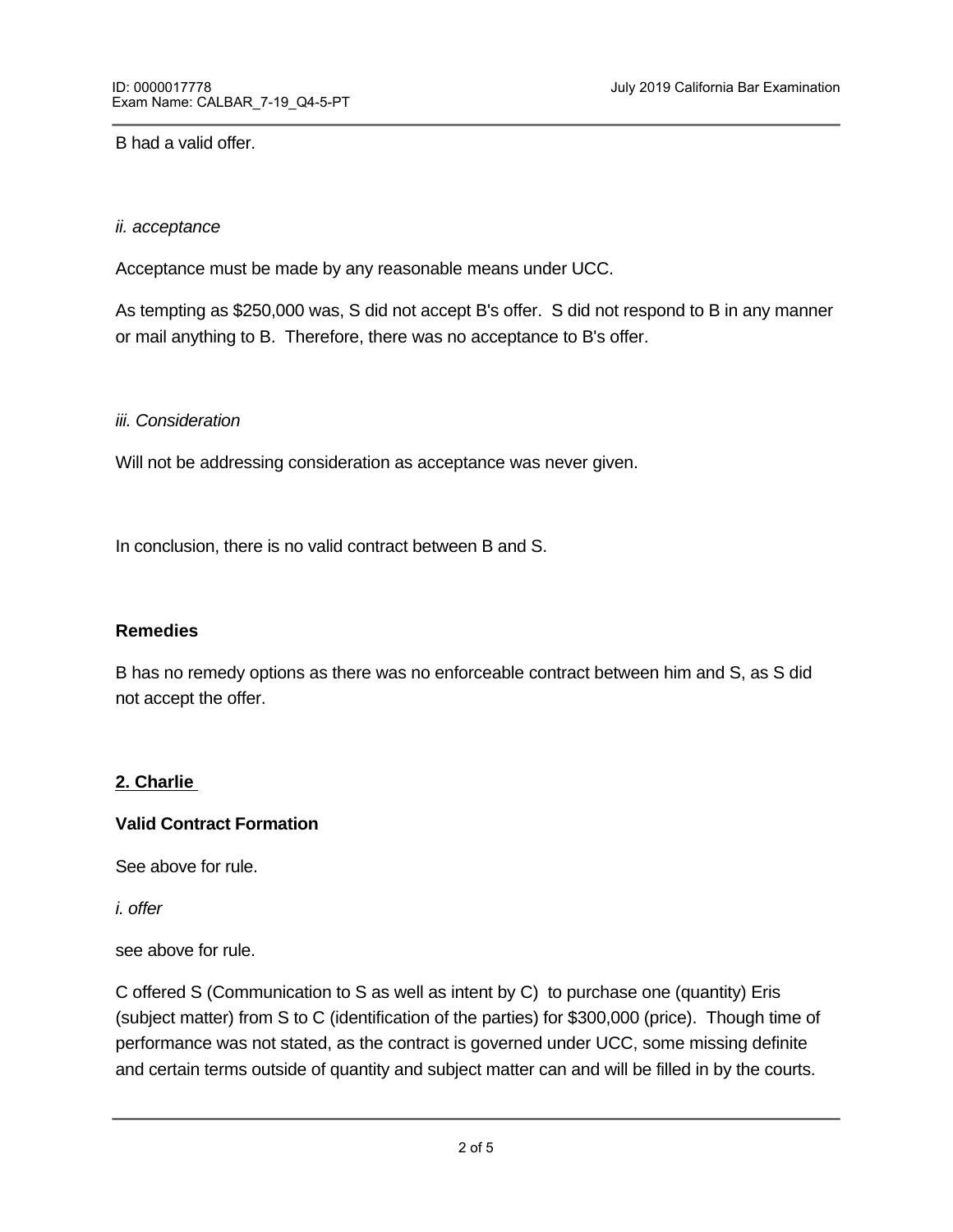B had a valid offer.

*ii. acceptance*

Acceptance must be made by any reasonable means under UCC.

As tempting as $250,000 was, S did not accept B's offer.  S did not respond to B in any manner or mail anything to B.  Therefore, there was no acceptance to B's offer.

*iii. Consideration*

Will not be addressing consideration as acceptance was never given.

In conclusion, there is no valid contract between B and S.

**Remedies**

B has no remedy options as there was no enforceable contract between him and S, as S did not accept the offer.

**2. Charlie**

**Valid Contract Formation**

See above for rule.

*i. offer*

see above for rule.

C offered S (Communication to S as well as intent by C)  to purchase one (quantity) Eris (subject matter) from S to C (identification of the parties) for $300,000 (price).  Though time of performance was not stated, as the contract is governed under UCC, some missing definite and certain terms outside of quantity and subject matter can and will be filled in by the courts.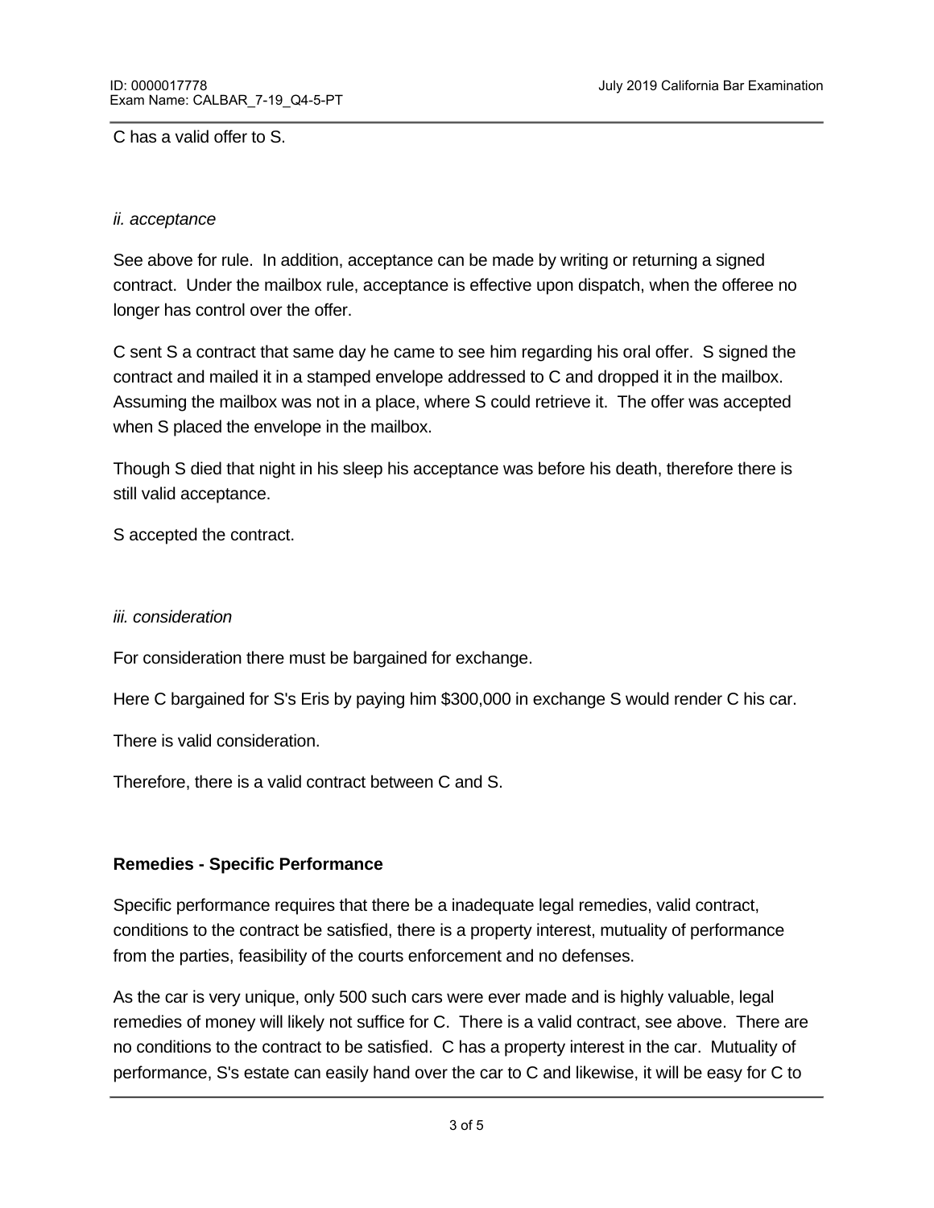C has a valid offer to S.

*ii. acceptance*

See above for rule. In addition, acceptance can be made by writing or returning a signed contract. Under the mailbox rule, acceptance is effective upon dispatch, when the offeree no longer has control over the offer.

C sent S a contract that same day he came to see him regarding his oral offer. S signed the contract and mailed it in a stamped envelope addressed to C and dropped it in the mailbox. Assuming the mailbox was not in a place, where S could retrieve it. The offer was accepted when S placed the envelope in the mailbox.

Though S died that night in his sleep his acceptance was before his death, therefore there is still valid acceptance.

S accepted the contract.

*iii. consideration*

For consideration there must be bargained for exchange.

Here C bargained for S's Eris by paying him $300,000 in exchange S would render C his car.

There is valid consideration.

Therefore, there is a valid contract between C and S.

**Remedies - Specific Performance**

Specific performance requires that there be a inadequate legal remedies, valid contract, conditions to the contract be satisfied, there is a property interest, mutuality of performance from the parties, feasibility of the courts enforcement and no defenses.

As the car is very unique, only 500 such cars were ever made and is highly valuable, legal remedies of money will likely not suffice for C. There is a valid contract, see above. There are no conditions to the contract to be satisfied. C has a property interest in the car. Mutuality of performance, S's estate can easily hand over the car to C and likewise, it will be easy for C to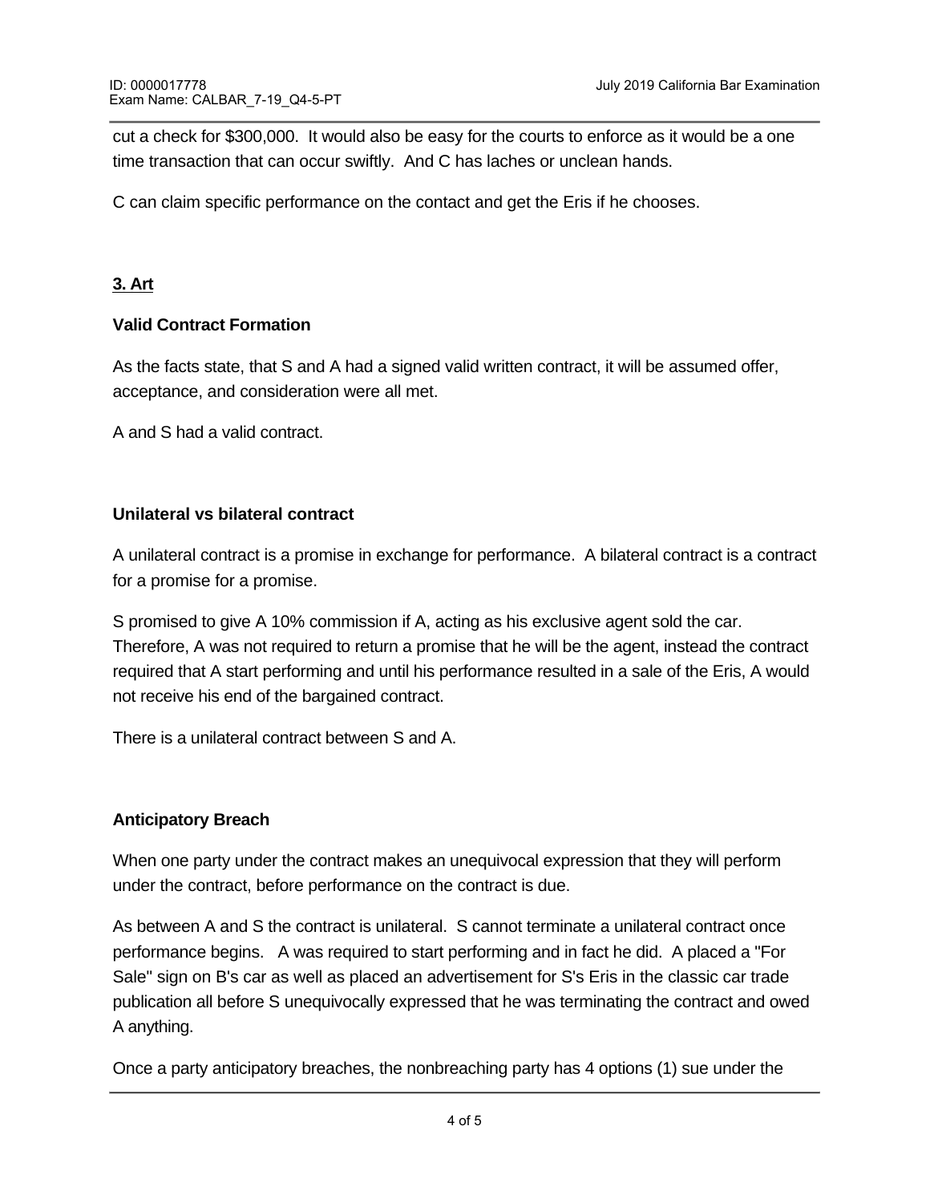cut a check for $300,000. It would also be easy for the courts to enforce as it would be a one time transaction that can occur swiftly. And C has laches or unclean hands.

C can claim specific performance on the contact and get the Eris if he chooses.

**3. Art**

**Valid Contract Formation**

As the facts state, that S and A had a signed valid written contract, it will be assumed offer, acceptance, and consideration were all met.

A and S had a valid contract.

**Unilateral vs bilateral contract**

A unilateral contract is a promise in exchange for performance. A bilateral contract is a contract for a promise for a promise.

S promised to give A 10% commission if A, acting as his exclusive agent sold the car. Therefore, A was not required to return a promise that he will be the agent, instead the contract required that A start performing and until his performance resulted in a sale of the Eris, A would not receive his end of the bargained contract.

There is a unilateral contract between S and A.

**Anticipatory Breach**

When one party under the contract makes an unequivocal expression that they will perform under the contract, before performance on the contract is due.

As between A and S the contract is unilateral. S cannot terminate a unilateral contract once performance begins. A was required to start performing and in fact he did. A placed a "For Sale" sign on B's car as well as placed an advertisement for S's Eris in the classic car trade publication all before S unequivocally expressed that he was terminating the contract and owed A anything.

Once a party anticipatory breaches, the nonbreaching party has 4 options (1) sue under the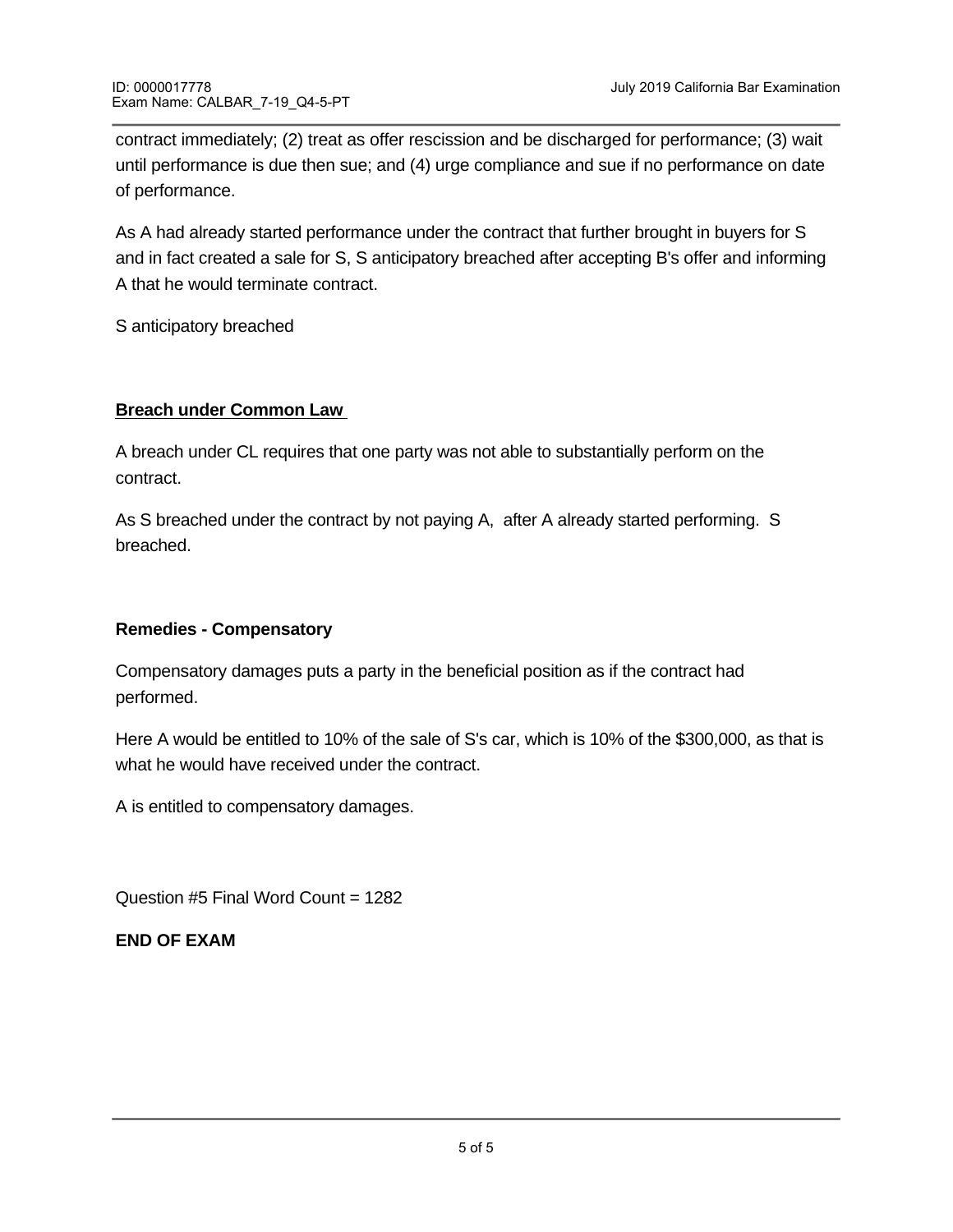contract immediately; (2) treat as offer rescission and be discharged for performance; (3) wait until performance is due then sue; and (4) urge compliance and sue if no performance on date of performance.

As A had already started performance under the contract that further brought in buyers for S and in fact created a sale for S, S anticipatory breached after accepting B's offer and informing A that he would terminate contract.

S anticipatory breached

**Breach under Common Law**

A breach under CL requires that one party was not able to substantially perform on the contract.

As S breached under the contract by not paying A, after A already started performing. S breached.

**Remedies - Compensatory**

Compensatory damages puts a party in the beneficial position as if the contract had performed.

Here A would be entitled to 10% of the sale of S's car, which is 10% of the $300,000, as that is what he would have received under the contract.

A is entitled to compensatory damages.

Question #5 Final Word Count = 1282

**END OF EXAM**